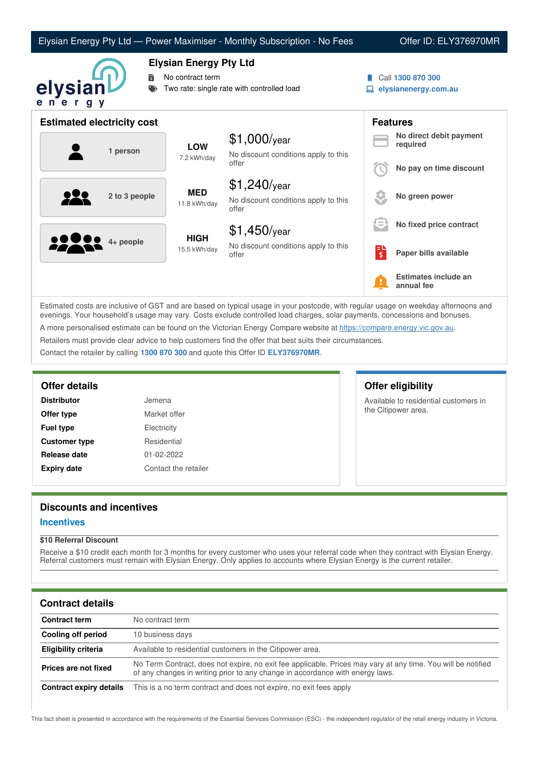# Elysian Energy Pty Ltd — Power Maximiser - Monthly Subscription - No Fees

Offer ID: ELY376970MR

## Elysian Energy Pty Ltd

- No contract term
- Two rate: single rate with controlled load

Call **1300 870 300**
**elysianenergy.com.au**

## Estimated electricity cost

| Household | Usage | Estimated cost |
|---|---|---|
| 1 person | **LOW** 7.2 kWh/day | $1,000/year — No discount conditions apply to this offer |
| 2 to 3 people | **MED** 11.8 kWh/day | $1,240/year — No discount conditions apply to this offer |
| 4+ people | **HIGH** 15.5 kWh/day | $1,450/year — No discount conditions apply to this offer |

## Features

- **No direct debit payment required**
- **No pay on time discount**
- **No green power**
- **No fixed price contract**
- **Paper bills available**
- **Estimates include an annual fee**

Estimated costs are inclusive of GST and are based on typical usage in your postcode, with regular usage on weekday afternoons and evenings. Your household's usage may vary. Costs exclude controlled load charges, solar payments, concessions and bonuses.

A more personalised estimate can be found on the Victorian Energy Compare website at https://compare.energy.vic.gov.au.

Retailers must provide clear advice to help customers find the offer that best suits their circumstances.

Contact the retailer by calling **1300 870 300** and quote this Offer ID **ELY376970MR**.

## Offer details

| | |
|---|---|
| **Distributor** | Jemena |
| **Offer type** | Market offer |
| **Fuel type** | Electricity |
| **Customer type** | Residential |
| **Release date** | 01-02-2022 |
| **Expiry date** | Contact the retailer |

## Offer eligibility

Available to residential customers in the Citipower area.

## Discounts and incentives

### Incentives

**$10 Referral Discount**

Receive a $10 credit each month for 3 months for every customer who uses your referral code when they contract with Elysian Energy. Referral customers must remain with Elysian Energy. Only applies to accounts where Elysian Energy is the current retailer.

## Contract details

| | |
|---|---|
| **Contract term** | No contract term |
| **Cooling off period** | 10 business days |
| **Eligibility criteria** | Available to residential customers in the Citipower area. |
| **Prices are not fixed** | No Term Contract, does not expire, no exit fee applicable. Prices may vary at any time. You will be notified of any changes in writing prior to any change in accordance with energy laws. |
| **Contract expiry details** | This is a no term contract and does not expire, no exit fees apply |

This fact sheet is presented in accordance with the requirements of the Essential Services Commission (ESC) - the independent regulator of the retail energy industry in Victoria.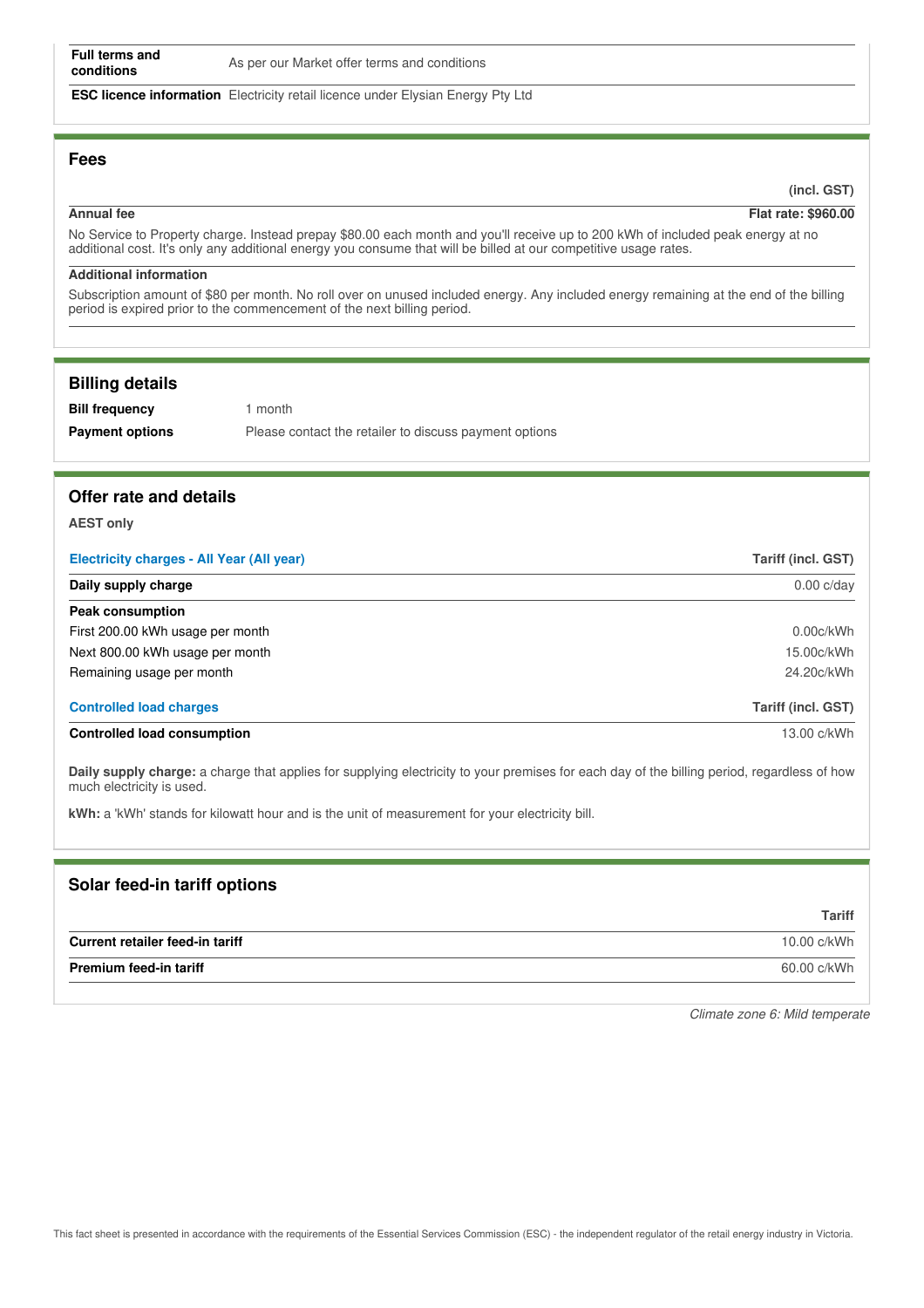| | |
|---|---|
| **Full terms and conditions** | As per our Market offer terms and conditions |
| **ESC licence information** | Electricity retail licence under Elysian Energy Pty Ltd |

## Fees

| | (incl. GST) |
|---|---|
| **Annual fee** | **Flat rate: $960.00** |

No Service to Property charge. Instead prepay $80.00 each month and you'll receive up to 200 kWh of included peak energy at no additional cost. It's only any additional energy you consume that will be billed at our competitive usage rates.

**Additional information**

Subscription amount of $80 per month. No roll over on unused included energy. Any included energy remaining at the end of the billing period is expired prior to the commencement of the next billing period.

## Billing details

| | |
|---|---|
| **Bill frequency** | 1 month |
| **Payment options** | Please contact the retailer to discuss payment options |

## Offer rate and details

**AEST only**

| Electricity charges - All Year (All year) | Tariff (incl. GST) |
|---|---|
| **Daily supply charge** | 0.00 c/day |
| **Peak consumption** | |
| First 200.00 kWh usage per month | 0.00c/kWh |
| Next 800.00 kWh usage per month | 15.00c/kWh |
| Remaining usage per month | 24.20c/kWh |

| Controlled load charges | Tariff (incl. GST) |
|---|---|
| **Controlled load consumption** | 13.00 c/kWh |

**Daily supply charge:** a charge that applies for supplying electricity to your premises for each day of the billing period, regardless of how much electricity is used.

**kWh:** a 'kWh' stands for kilowatt hour and is the unit of measurement for your electricity bill.

## Solar feed-in tariff options

| | Tariff |
|---|---|
| **Current retailer feed-in tariff** | 10.00 c/kWh |
| **Premium feed-in tariff** | 60.00 c/kWh |

*Climate zone 6: Mild temperate*

This fact sheet is presented in accordance with the requirements of the Essential Services Commission (ESC) - the independent regulator of the retail energy industry in Victoria.